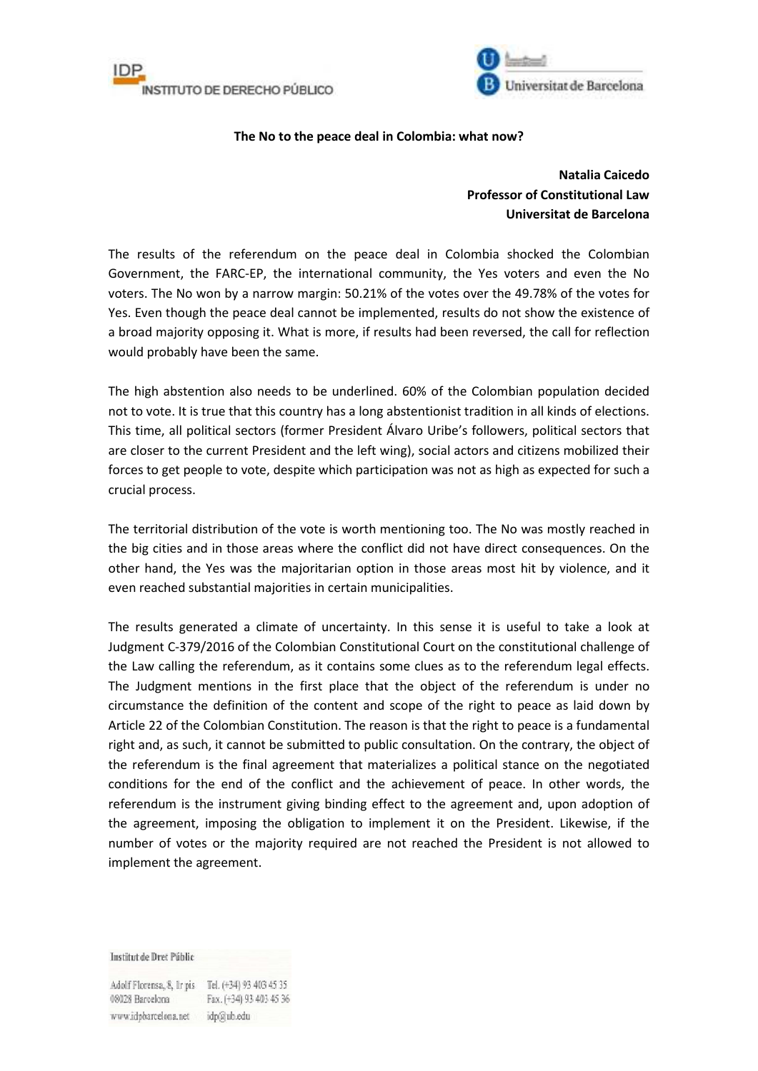**The No to the peace deal in Colombia: what now?**

**Natalia Caicedo**
**Professor of Constitutional Law**
**Universitat de Barcelona**

The results of the referendum on the peace deal in Colombia shocked the Colombian Government, the FARC-EP, the international community, the Yes voters and even the No voters. The No won by a narrow margin: 50.21% of the votes over the 49.78% of the votes for Yes. Even though the peace deal cannot be implemented, results do not show the existence of a broad majority opposing it. What is more, if results had been reversed, the call for reflection would probably have been the same.

The high abstention also needs to be underlined. 60% of the Colombian population decided not to vote. It is true that this country has a long abstentionist tradition in all kinds of elections. This time, all political sectors (former President Álvaro Uribe's followers, political sectors that are closer to the current President and the left wing), social actors and citizens mobilized their forces to get people to vote, despite which participation was not as high as expected for such a crucial process.

The territorial distribution of the vote is worth mentioning too. The No was mostly reached in the big cities and in those areas where the conflict did not have direct consequences. On the other hand, the Yes was the majoritarian option in those areas most hit by violence, and it even reached substantial majorities in certain municipalities.

The results generated a climate of uncertainty. In this sense it is useful to take a look at Judgment C-379/2016 of the Colombian Constitutional Court on the constitutional challenge of the Law calling the referendum, as it contains some clues as to the referendum legal effects. The Judgment mentions in the first place that the object of the referendum is under no circumstance the definition of the content and scope of the right to peace as laid down by Article 22 of the Colombian Constitution. The reason is that the right to peace is a fundamental right and, as such, it cannot be submitted to public consultation. On the contrary, the object of the referendum is the final agreement that materializes a political stance on the negotiated conditions for the end of the conflict and the achievement of peace. In other words, the referendum is the instrument giving binding effect to the agreement and, upon adoption of the agreement, imposing the obligation to implement it on the President. Likewise, if the number of votes or the majority required are not reached the President is not allowed to implement the agreement.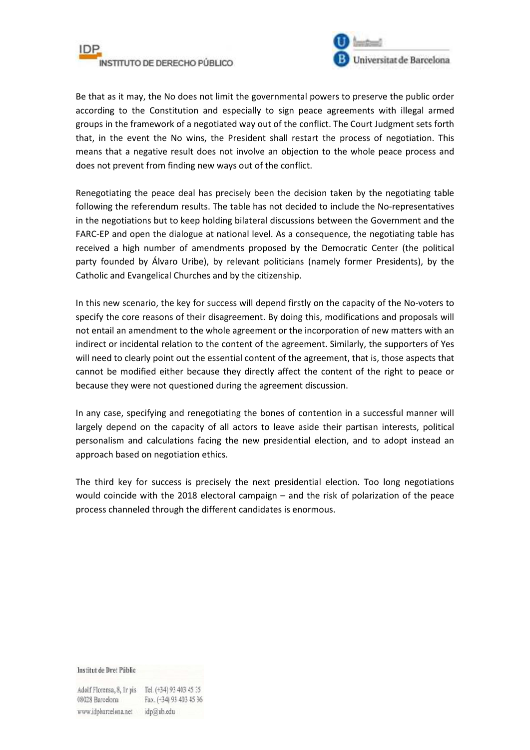Be that as it may, the No does not limit the governmental powers to preserve the public order according to the Constitution and especially to sign peace agreements with illegal armed groups in the framework of a negotiated way out of the conflict. The Court Judgment sets forth that, in the event the No wins, the President shall restart the process of negotiation. This means that a negative result does not involve an objection to the whole peace process and does not prevent from finding new ways out of the conflict.

Renegotiating the peace deal has precisely been the decision taken by the negotiating table following the referendum results. The table has not decided to include the No-representatives in the negotiations but to keep holding bilateral discussions between the Government and the FARC-EP and open the dialogue at national level. As a consequence, the negotiating table has received a high number of amendments proposed by the Democratic Center (the political party founded by Álvaro Uribe), by relevant politicians (namely former Presidents), by the Catholic and Evangelical Churches and by the citizenship.

In this new scenario, the key for success will depend firstly on the capacity of the No-voters to specify the core reasons of their disagreement. By doing this, modifications and proposals will not entail an amendment to the whole agreement or the incorporation of new matters with an indirect or incidental relation to the content of the agreement. Similarly, the supporters of Yes will need to clearly point out the essential content of the agreement, that is, those aspects that cannot be modified either because they directly affect the content of the right to peace or because they were not questioned during the agreement discussion.

In any case, specifying and renegotiating the bones of contention in a successful manner will largely depend on the capacity of all actors to leave aside their partisan interests, political personalism and calculations facing the new presidential election, and to adopt instead an approach based on negotiation ethics.

The third key for success is precisely the next presidential election. Too long negotiations would coincide with the 2018 electoral campaign – and the risk of polarization of the peace process channeled through the different candidates is enormous.